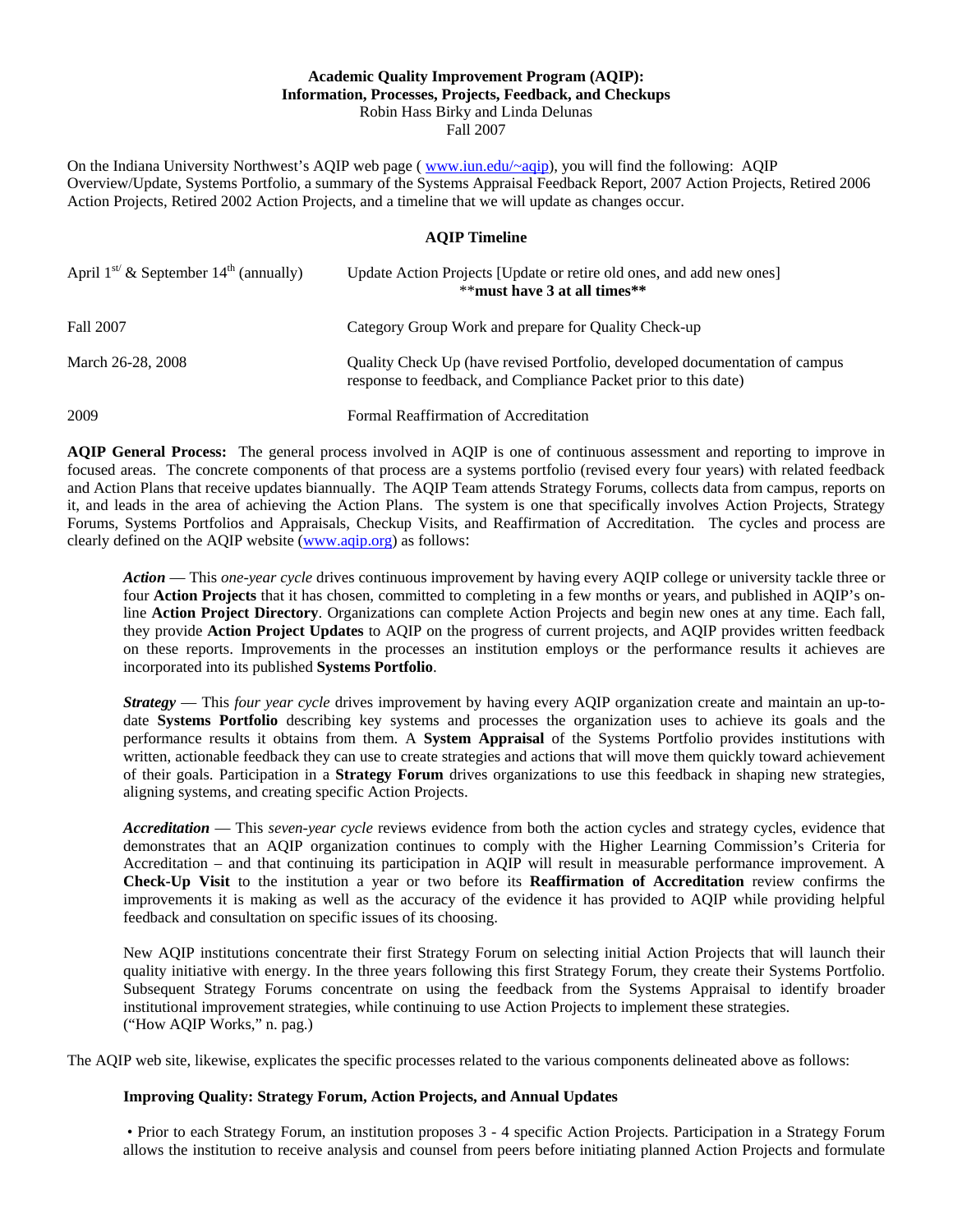**Academic Quality Improvement Program (AQIP): Information, Processes, Projects, Feedback, and Checkups**

Robin Hass Birky and Linda Delunas

Fall 2007

On the Indiana University Northwest's AQIP web page ( [www.iun.edu/~aqip](www.iun.edu/~aqip)), you will find the following: AQIP Overview/Update, Systems Portfolio, a summary of the Systems Appraisal Feedback Report, 2007 Action Projects, Retired 2006 Action Projects, Retired 2002 Action Projects, and a timeline that we will update as changes occur.

**AQIP Timeline**

| | |
|---|---|
| April 1st/ & September 14th (annually) | Update Action Projects [Update or retire old ones, and add new ones] **must have 3 at all times** |
| Fall 2007 | Category Group Work and prepare for Quality Check-up |
| March 26-28, 2008 | Quality Check Up (have revised Portfolio, developed documentation of campus response to feedback, and Compliance Packet prior to this date) |
| 2009 | Formal Reaffirmation of Accreditation |

**AQIP General Process:** The general process involved in AQIP is one of continuous assessment and reporting to improve in focused areas. The concrete components of that process are a systems portfolio (revised every four years) with related feedback and Action Plans that receive updates biannually. The AQIP Team attends Strategy Forums, collects data from campus, reports on it, and leads in the area of achieving the Action Plans. The system is one that specifically involves Action Projects, Strategy Forums, Systems Portfolios and Appraisals, Checkup Visits, and Reaffirmation of Accreditation. The cycles and process are clearly defined on the AQIP website ([www.aqip.org](www.aqip.org)) as follows:

> ***Action*** — This *one-year cycle* drives continuous improvement by having every AQIP college or university tackle three or four **Action Projects** that it has chosen, committed to completing in a few months or years, and published in AQIP's on-line **Action Project Directory**. Organizations can complete Action Projects and begin new ones at any time. Each fall, they provide **Action Project Updates** to AQIP on the progress of current projects, and AQIP provides written feedback on these reports. Improvements in the processes an institution employs or the performance results it achieves are incorporated into its published **Systems Portfolio**.
>
> ***Strategy*** — This *four year cycle* drives improvement by having every AQIP organization create and maintain an up-to-date **Systems Portfolio** describing key systems and processes the organization uses to achieve its goals and the performance results it obtains from them. A **System Appraisal** of the Systems Portfolio provides institutions with written, actionable feedback they can use to create strategies and actions that will move them quickly toward achievement of their goals. Participation in a **Strategy Forum** drives organizations to use this feedback in shaping new strategies, aligning systems, and creating specific Action Projects.
>
> ***Accreditation*** — This *seven-year cycle* reviews evidence from both the action cycles and strategy cycles, evidence that demonstrates that an AQIP organization continues to comply with the Higher Learning Commission's Criteria for Accreditation – and that continuing its participation in AQIP will result in measurable performance improvement. A **Check-Up Visit** to the institution a year or two before its **Reaffirmation of Accreditation** review confirms the improvements it is making as well as the accuracy of the evidence it has provided to AQIP while providing helpful feedback and consultation on specific issues of its choosing.
>
> New AQIP institutions concentrate their first Strategy Forum on selecting initial Action Projects that will launch their quality initiative with energy. In the three years following this first Strategy Forum, they create their Systems Portfolio. Subsequent Strategy Forums concentrate on using the feedback from the Systems Appraisal to identify broader institutional improvement strategies, while continuing to use Action Projects to implement these strategies.
> ("How AQIP Works," n. pag.)

The AQIP web site, likewise, explicates the specific processes related to the various components delineated above as follows:

> **Improving Quality: Strategy Forum, Action Projects, and Annual Updates**
>
> • Prior to each Strategy Forum, an institution proposes 3 - 4 specific Action Projects. Participation in a Strategy Forum allows the institution to receive analysis and counsel from peers before initiating planned Action Projects and formulate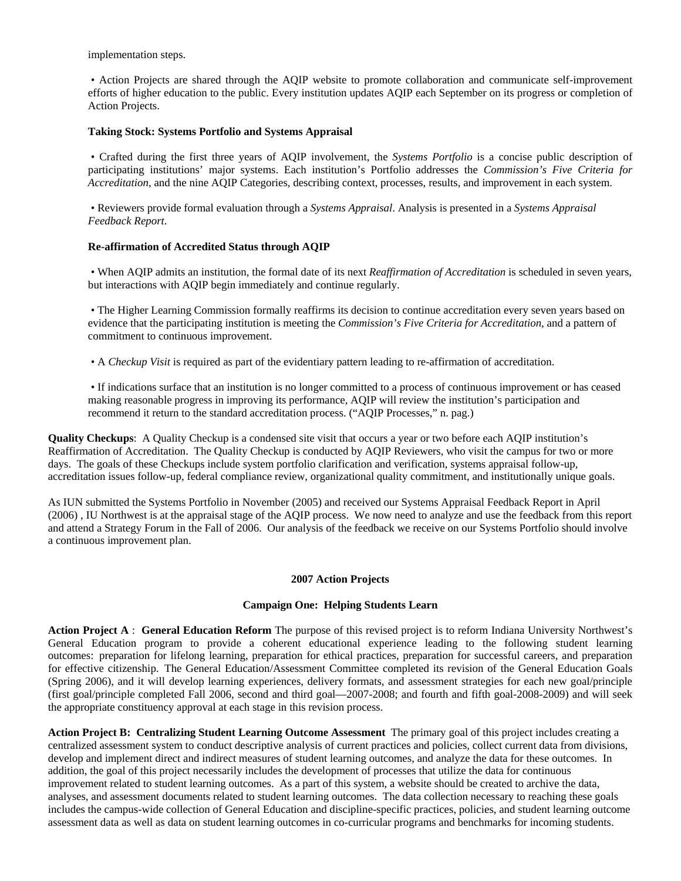implementation steps.

• Action Projects are shared through the AQIP website to promote collaboration and communicate self-improvement efforts of higher education to the public. Every institution updates AQIP each September on its progress or completion of Action Projects.

**Taking Stock: Systems Portfolio and Systems Appraisal**

• Crafted during the first three years of AQIP involvement, the *Systems Portfolio* is a concise public description of participating institutions' major systems. Each institution's Portfolio addresses the *Commission's Five Criteria for Accreditation*, and the nine AQIP Categories, describing context, processes, results, and improvement in each system.

• Reviewers provide formal evaluation through a *Systems Appraisal*. Analysis is presented in a *Systems Appraisal Feedback Report*.

**Re-affirmation of Accredited Status through AQIP**

• When AQIP admits an institution, the formal date of its next *Reaffirmation of Accreditation* is scheduled in seven years, but interactions with AQIP begin immediately and continue regularly.

• The Higher Learning Commission formally reaffirms its decision to continue accreditation every seven years based on evidence that the participating institution is meeting the *Commission's Five Criteria for Accreditation*, and a pattern of commitment to continuous improvement.

• A *Checkup Visit* is required as part of the evidentiary pattern leading to re-affirmation of accreditation.

• If indications surface that an institution is no longer committed to a process of continuous improvement or has ceased making reasonable progress in improving its performance, AQIP will review the institution's participation and recommend it return to the standard accreditation process. ("AQIP Processes," n. pag.)

**Quality Checkups**: A Quality Checkup is a condensed site visit that occurs a year or two before each AQIP institution's Reaffirmation of Accreditation. The Quality Checkup is conducted by AQIP Reviewers, who visit the campus for two or more days. The goals of these Checkups include system portfolio clarification and verification, systems appraisal follow-up, accreditation issues follow-up, federal compliance review, organizational quality commitment, and institutionally unique goals.

As IUN submitted the Systems Portfolio in November (2005) and received our Systems Appraisal Feedback Report in April (2006) , IU Northwest is at the appraisal stage of the AQIP process. We now need to analyze and use the feedback from this report and attend a Strategy Forum in the Fall of 2006. Our analysis of the feedback we receive on our Systems Portfolio should involve a continuous improvement plan.

**2007 Action Projects**

**Campaign One: Helping Students Learn**

**Action Project A** : **General Education Reform** The purpose of this revised project is to reform Indiana University Northwest's General Education program to provide a coherent educational experience leading to the following student learning outcomes: preparation for lifelong learning, preparation for ethical practices, preparation for successful careers, and preparation for effective citizenship. The General Education/Assessment Committee completed its revision of the General Education Goals (Spring 2006), and it will develop learning experiences, delivery formats, and assessment strategies for each new goal/principle (first goal/principle completed Fall 2006, second and third goal—2007-2008; and fourth and fifth goal-2008-2009) and will seek the appropriate constituency approval at each stage in this revision process.

**Action Project B: Centralizing Student Learning Outcome Assessment** The primary goal of this project includes creating a centralized assessment system to conduct descriptive analysis of current practices and policies, collect current data from divisions, develop and implement direct and indirect measures of student learning outcomes, and analyze the data for these outcomes. In addition, the goal of this project necessarily includes the development of processes that utilize the data for continuous improvement related to student learning outcomes. As a part of this system, a website should be created to archive the data, analyses, and assessment documents related to student learning outcomes. The data collection necessary to reaching these goals includes the campus-wide collection of General Education and discipline-specific practices, policies, and student learning outcome assessment data as well as data on student learning outcomes in co-curricular programs and benchmarks for incoming students.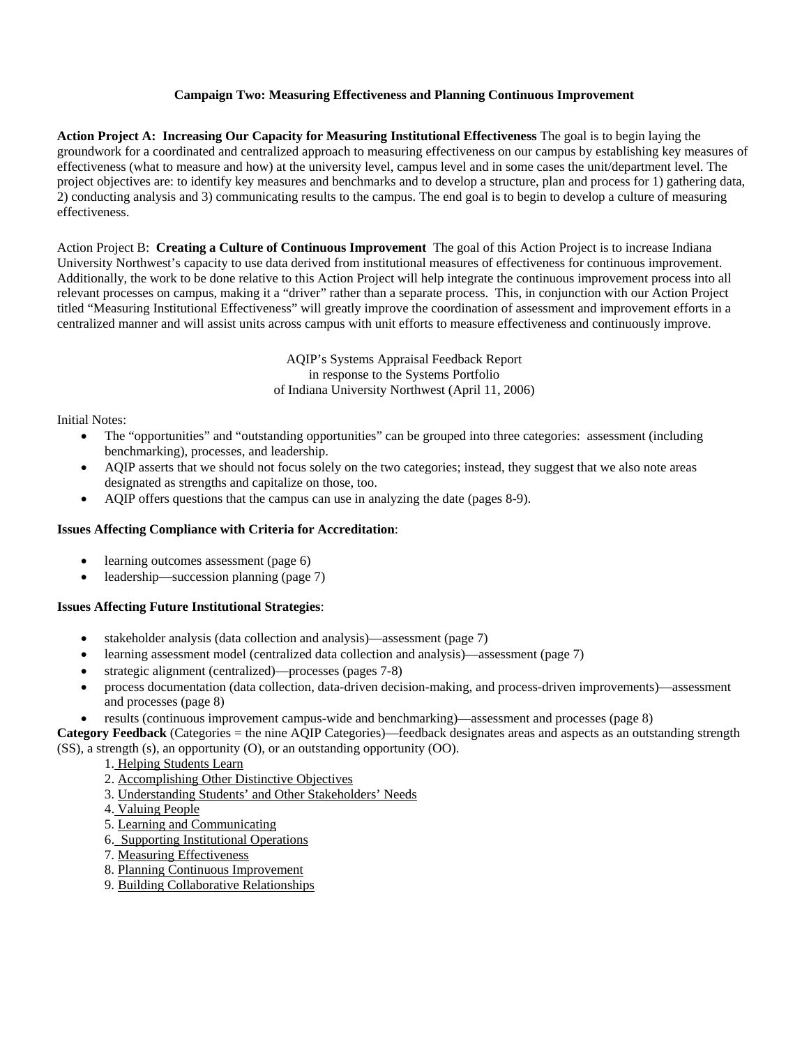**Campaign Two: Measuring Effectiveness and Planning Continuous Improvement**

**Action Project A: Increasing Our Capacity for Measuring Institutional Effectiveness** The goal is to begin laying the groundwork for a coordinated and centralized approach to measuring effectiveness on our campus by establishing key measures of effectiveness (what to measure and how) at the university level, campus level and in some cases the unit/department level. The project objectives are: to identify key measures and benchmarks and to develop a structure, plan and process for 1) gathering data, 2) conducting analysis and 3) communicating results to the campus. The end goal is to begin to develop a culture of measuring effectiveness.

Action Project B: **Creating a Culture of Continuous Improvement** The goal of this Action Project is to increase Indiana University Northwest's capacity to use data derived from institutional measures of effectiveness for continuous improvement. Additionally, the work to be done relative to this Action Project will help integrate the continuous improvement process into all relevant processes on campus, making it a "driver" rather than a separate process. This, in conjunction with our Action Project titled "Measuring Institutional Effectiveness" will greatly improve the coordination of assessment and improvement efforts in a centralized manner and will assist units across campus with unit efforts to measure effectiveness and continuously improve.

AQIP's Systems Appraisal Feedback Report
in response to the Systems Portfolio
of Indiana University Northwest (April 11, 2006)

Initial Notes:

- The "opportunities" and "outstanding opportunities" can be grouped into three categories: assessment (including benchmarking), processes, and leadership.
- AQIP asserts that we should not focus solely on the two categories; instead, they suggest that we also note areas designated as strengths and capitalize on those, too.
- AQIP offers questions that the campus can use in analyzing the date (pages 8-9).

**Issues Affecting Compliance with Criteria for Accreditation**:

- learning outcomes assessment (page 6)
- leadership—succession planning (page 7)

**Issues Affecting Future Institutional Strategies**:

- stakeholder analysis (data collection and analysis)—assessment (page 7)
- learning assessment model (centralized data collection and analysis)—assessment (page 7)
- strategic alignment (centralized)—processes (pages 7-8)
- process documentation (data collection, data-driven decision-making, and process-driven improvements)—assessment and processes (page 8)
- results (continuous improvement campus-wide and benchmarking)—assessment and processes (page 8)

**Category Feedback** (Categories = the nine AQIP Categories)—feedback designates areas and aspects as an outstanding strength (SS), a strength (s), an opportunity (O), or an outstanding opportunity (OO).

1. Helping Students Learn
2. Accomplishing Other Distinctive Objectives
3. Understanding Students' and Other Stakeholders' Needs
4. Valuing People
5. Learning and Communicating
6. Supporting Institutional Operations
7. Measuring Effectiveness
8. Planning Continuous Improvement
9. Building Collaborative Relationships